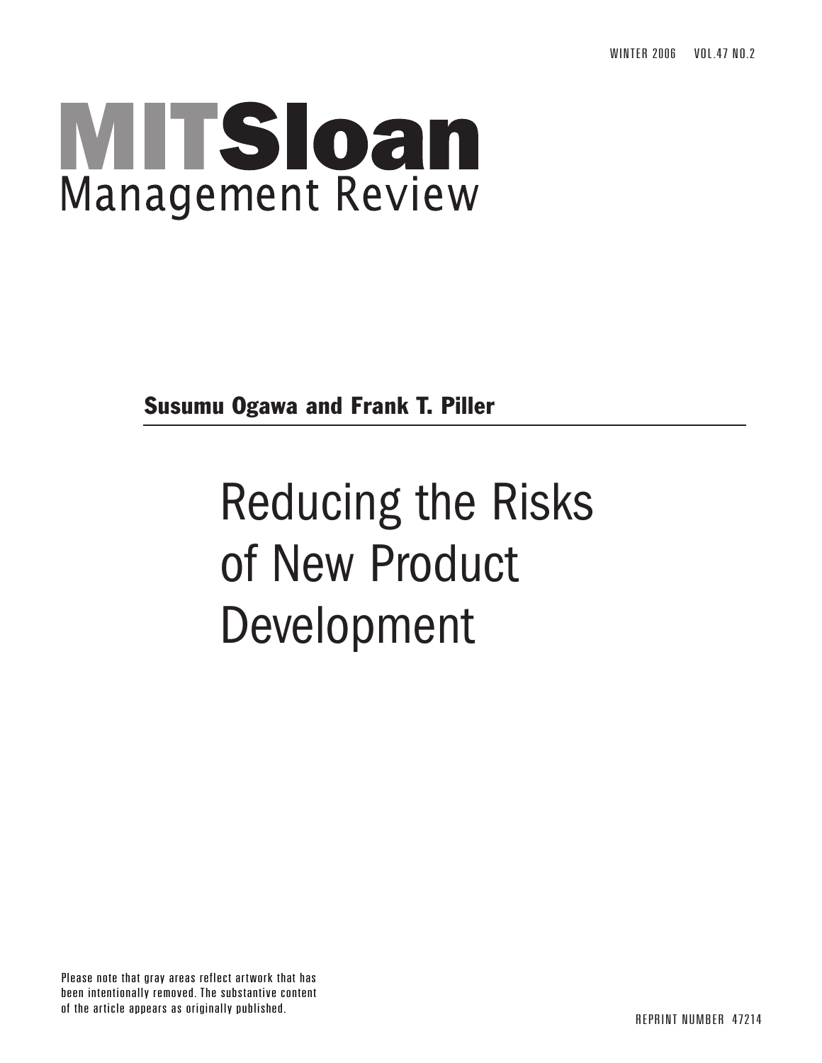WINTER 2006 VOL.47 NO.2

# MIT Sloan Management Review

**Susumu Ogawa and Frank T. Piller**

# Reducing the Risks of New Product Development

Please note that gray areas reflect artwork that has been intentionally removed. The substantive content of the article appears as originally published.

REPRINT NUMBER 47214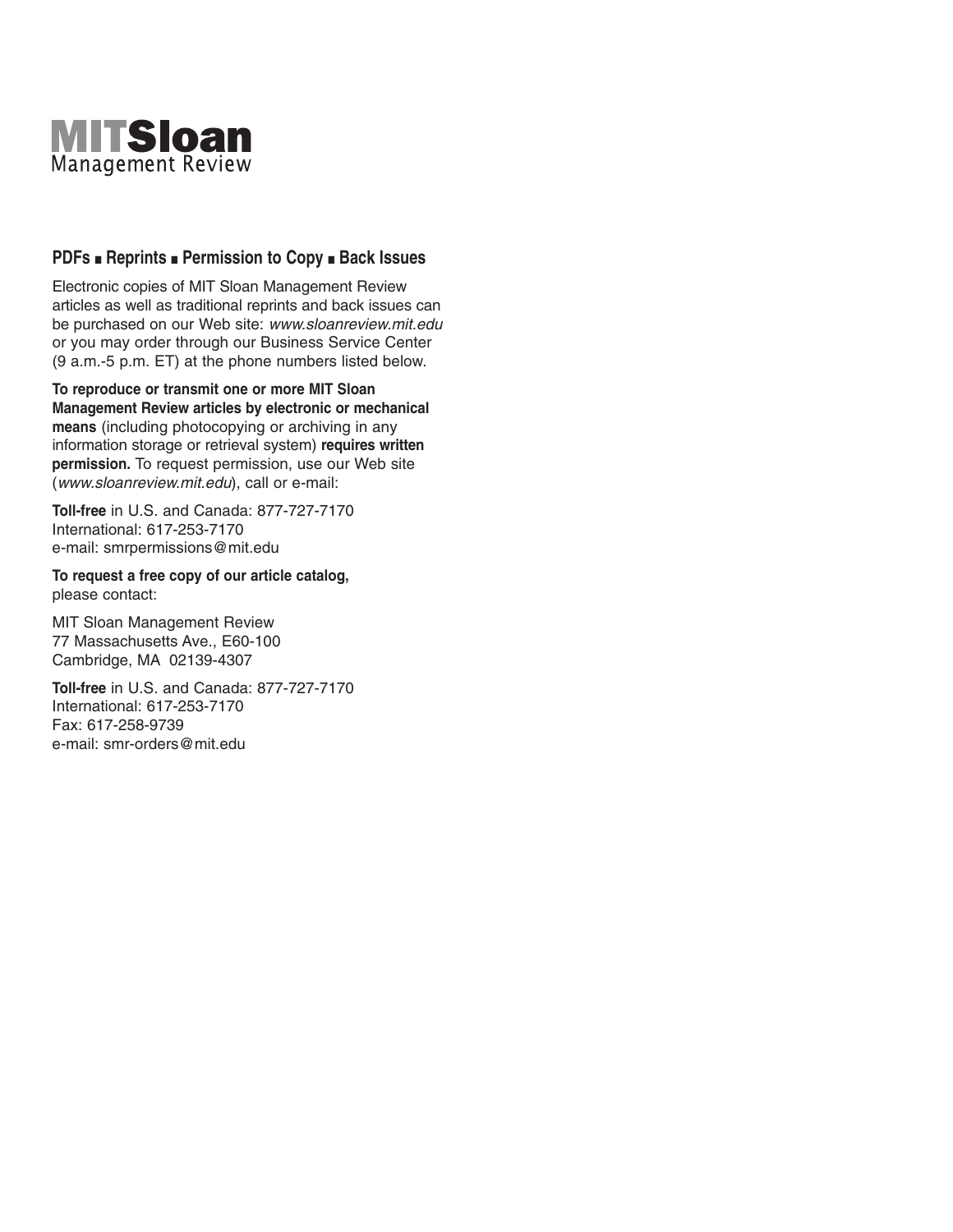# MITSloan
Management Review

## PDFs ■ Reprints ■ Permission to Copy ■ Back Issues

Electronic copies of MIT Sloan Management Review articles as well as traditional reprints and back issues can be purchased on our Web site: *www.sloanreview.mit.edu* or you may order through our Business Service Center (9 a.m.-5 p.m. ET) at the phone numbers listed below.

**To reproduce or transmit one or more MIT Sloan Management Review articles by electronic or mechanical means** (including photocopying or archiving in any information storage or retrieval system) **requires written permission.** To request permission, use our Web site (*www.sloanreview.mit.edu*), call or e-mail:

**Toll-free** in U.S. and Canada: 877-727-7170
International: 617-253-7170
e-mail: smrpermissions@mit.edu

**To request a free copy of our article catalog,** please contact:

MIT Sloan Management Review
77 Massachusetts Ave., E60-100
Cambridge, MA 02139-4307

**Toll-free** in U.S. and Canada: 877-727-7170
International: 617-253-7170
Fax: 617-258-9739
e-mail: smr-orders@mit.edu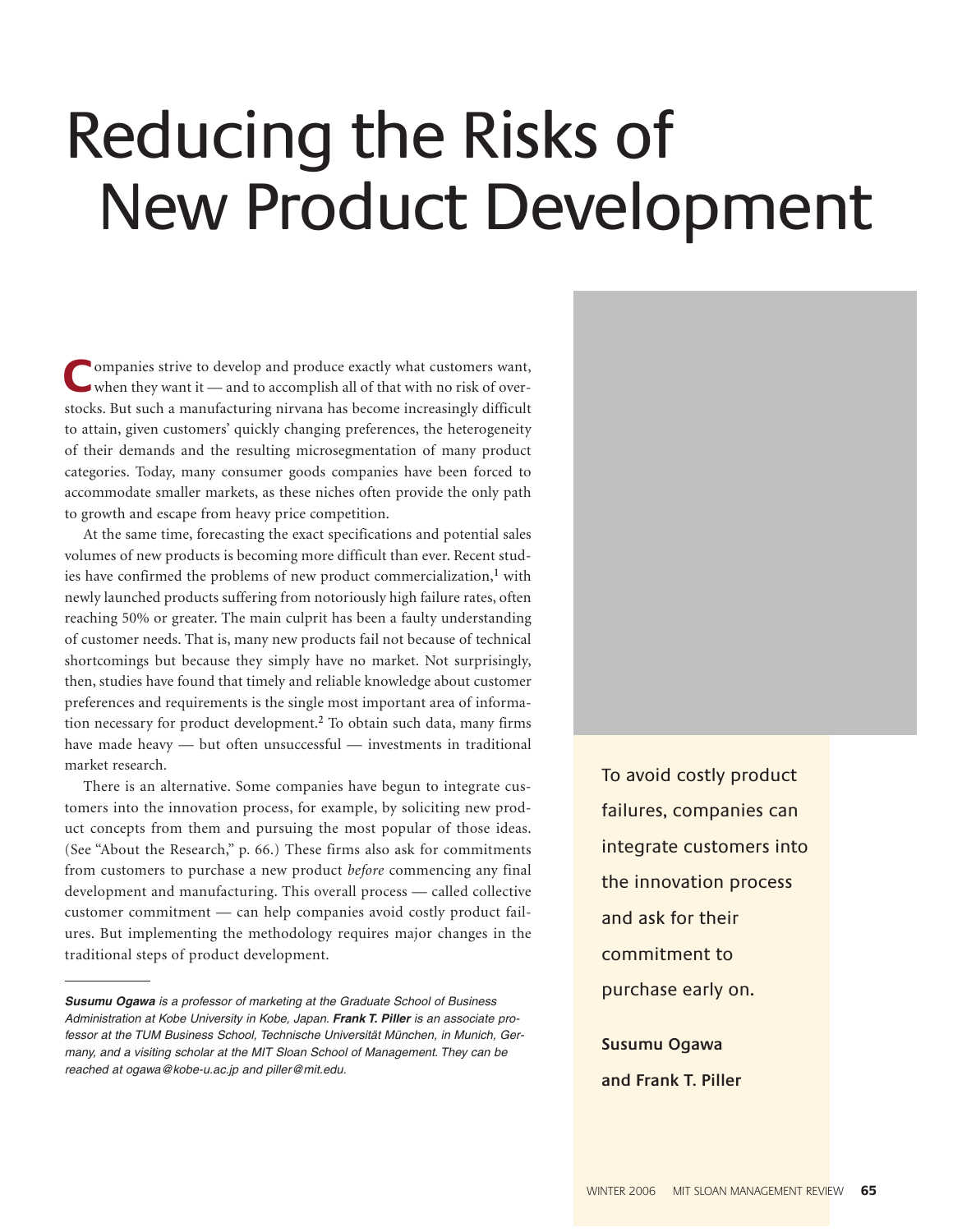# Reducing the Risks of New Product Development

To avoid costly product failures, companies can integrate customers into the innovation process and ask for their commitment to purchase early on.

**Susumu Ogawa and Frank T. Piller**

Companies strive to develop and produce exactly what customers want, when they want it — and to accomplish all of that with no risk of overstocks. But such a manufacturing nirvana has become increasingly difficult to attain, given customers' quickly changing preferences, the heterogeneity of their demands and the resulting microsegmentation of many product categories. Today, many consumer goods companies have been forced to accommodate smaller markets, as these niches often provide the only path to growth and escape from heavy price competition.

At the same time, forecasting the exact specifications and potential sales volumes of new products is becoming more difficult than ever. Recent studies have confirmed the problems of new product commercialization,[1] with newly launched products suffering from notoriously high failure rates, often reaching 50% or greater. The main culprit has been a faulty understanding of customer needs. That is, many new products fail not because of technical shortcomings but because they simply have no market. Not surprisingly, then, studies have found that timely and reliable knowledge about customer preferences and requirements is the single most important area of information necessary for product development.[2] To obtain such data, many firms have made heavy — but often unsuccessful — investments in traditional market research.

There is an alternative. Some companies have begun to integrate customers into the innovation process, for example, by soliciting new product concepts from them and pursuing the most popular of those ideas. (See "About the Research," p. 66.) These firms also ask for commitments from customers to purchase a new product *before* commencing any final development and manufacturing. This overall process — called collective customer commitment — can help companies avoid costly product failures. But implementing the methodology requires major changes in the traditional steps of product development.

---

***Susumu Ogawa*** *is a professor of marketing at the Graduate School of Business Administration at Kobe University in Kobe, Japan.* ***Frank T. Piller*** *is an associate professor at the TUM Business School, Technische Universität München, in Munich, Germany, and a visiting scholar at the MIT Sloan School of Management. They can be reached at ogawa@kobe-u.ac.jp and piller@mit.edu.*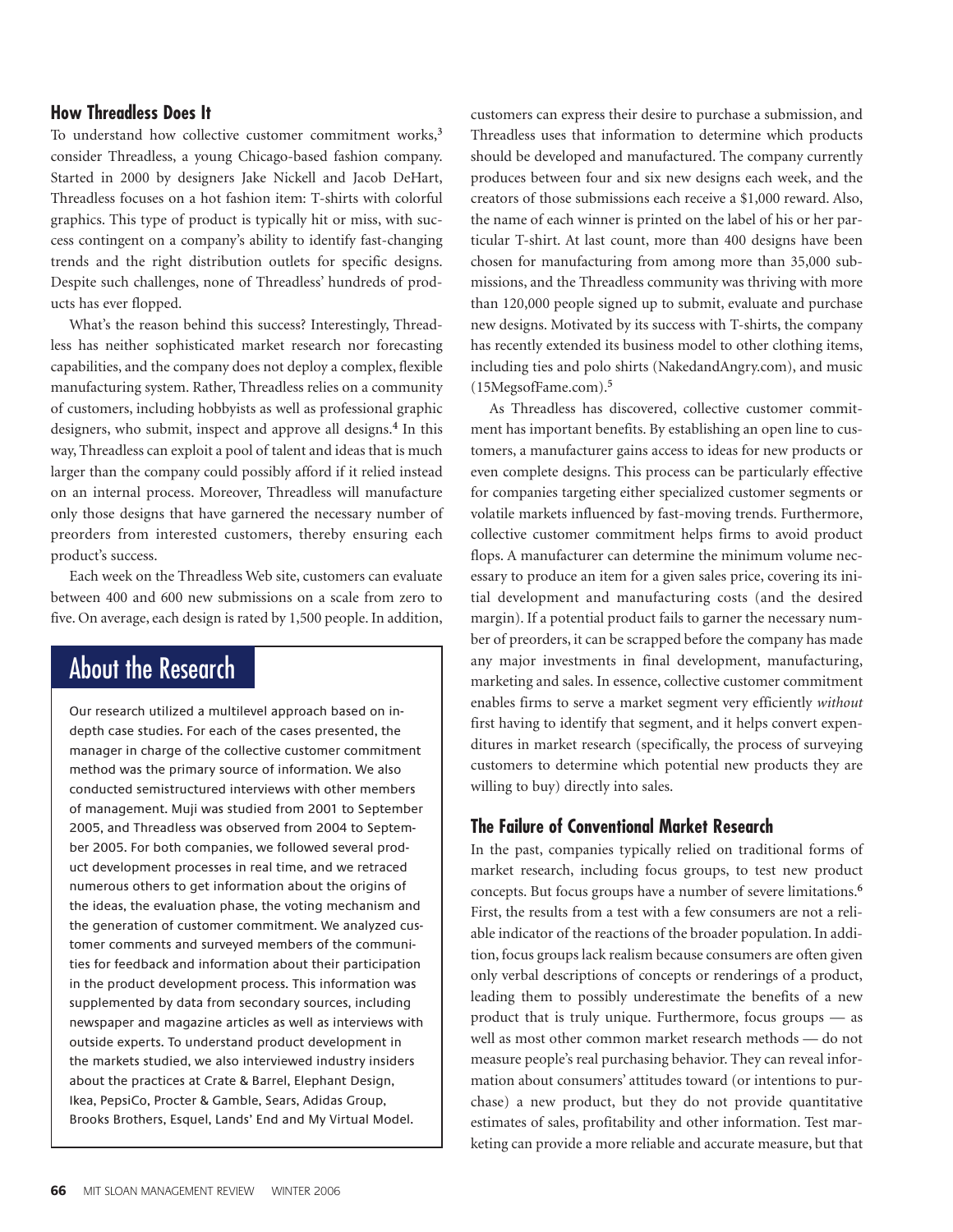## How Threadless Does It

To understand how collective customer commitment works,[3] consider Threadless, a young Chicago-based fashion company. Started in 2000 by designers Jake Nickell and Jacob DeHart, Threadless focuses on a hot fashion item: T-shirts with colorful graphics. This type of product is typically hit or miss, with success contingent on a company's ability to identify fast-changing trends and the right distribution outlets for specific designs. Despite such challenges, none of Threadless' hundreds of products has ever flopped.

What's the reason behind this success? Interestingly, Threadless has neither sophisticated market research nor forecasting capabilities, and the company does not deploy a complex, flexible manufacturing system. Rather, Threadless relies on a community of customers, including hobbyists as well as professional graphic designers, who submit, inspect and approve all designs.[4] In this way, Threadless can exploit a pool of talent and ideas that is much larger than the company could possibly afford if it relied instead on an internal process. Moreover, Threadless will manufacture only those designs that have garnered the necessary number of preorders from interested customers, thereby ensuring each product's success.

Each week on the Threadless Web site, customers can evaluate between 400 and 600 new submissions on a scale from zero to five. On average, each design is rated by 1,500 people. In addition, customers can express their desire to purchase a submission, and Threadless uses that information to determine which products should be developed and manufactured. The company currently produces between four and six new designs each week, and the creators of those submissions each receive a $1,000 reward. Also, the name of each winner is printed on the label of his or her particular T-shirt. At last count, more than 400 designs have been chosen for manufacturing from among more than 35,000 submissions, and the Threadless community was thriving with more than 120,000 people signed up to submit, evaluate and purchase new designs. Motivated by its success with T-shirts, the company has recently extended its business model to other clothing items, including ties and polo shirts (NakedandAngry.com), and music (15MegsofFame.com).[5]

As Threadless has discovered, collective customer commitment has important benefits. By establishing an open line to customers, a manufacturer gains access to ideas for new products or even complete designs. This process can be particularly effective for companies targeting either specialized customer segments or volatile markets influenced by fast-moving trends. Furthermore, collective customer commitment helps firms to avoid product flops. A manufacturer can determine the minimum volume necessary to produce an item for a given sales price, covering its initial development and manufacturing costs (and the desired margin). If a potential product fails to garner the necessary number of preorders, it can be scrapped before the company has made any major investments in final development, manufacturing, marketing and sales. In essence, collective customer commitment enables firms to serve a market segment very efficiently *without* first having to identify that segment, and it helps convert expenditures in market research (specifically, the process of surveying customers to determine which potential new products they are willing to buy) directly into sales.

## About the Research

Our research utilized a multilevel approach based on in-depth case studies. For each of the cases presented, the manager in charge of the collective customer commitment method was the primary source of information. We also conducted semistructured interviews with other members of management. Muji was studied from 2001 to September 2005, and Threadless was observed from 2004 to September 2005. For both companies, we followed several product development processes in real time, and we retraced numerous others to get information about the origins of the ideas, the evaluation phase, the voting mechanism and the generation of customer commitment. We analyzed customer comments and surveyed members of the communities for feedback and information about their participation in the product development process. This information was supplemented by data from secondary sources, including newspaper and magazine articles as well as interviews with outside experts. To understand product development in the markets studied, we also interviewed industry insiders about the practices at Crate & Barrel, Elephant Design, Ikea, PepsiCo, Procter & Gamble, Sears, Adidas Group, Brooks Brothers, Esquel, Lands' End and My Virtual Model.

## The Failure of Conventional Market Research

In the past, companies typically relied on traditional forms of market research, including focus groups, to test new product concepts. But focus groups have a number of severe limitations.[6] First, the results from a test with a few consumers are not a reliable indicator of the reactions of the broader population. In addition, focus groups lack realism because consumers are often given only verbal descriptions of concepts or renderings of a product, leading them to possibly underestimate the benefits of a new product that is truly unique. Furthermore, focus groups — as well as most other common market research methods — do not measure people's real purchasing behavior. They can reveal information about consumers' attitudes toward (or intentions to purchase) a new product, but they do not provide quantitative estimates of sales, profitability and other information. Test marketing can provide a more reliable and accurate measure, but that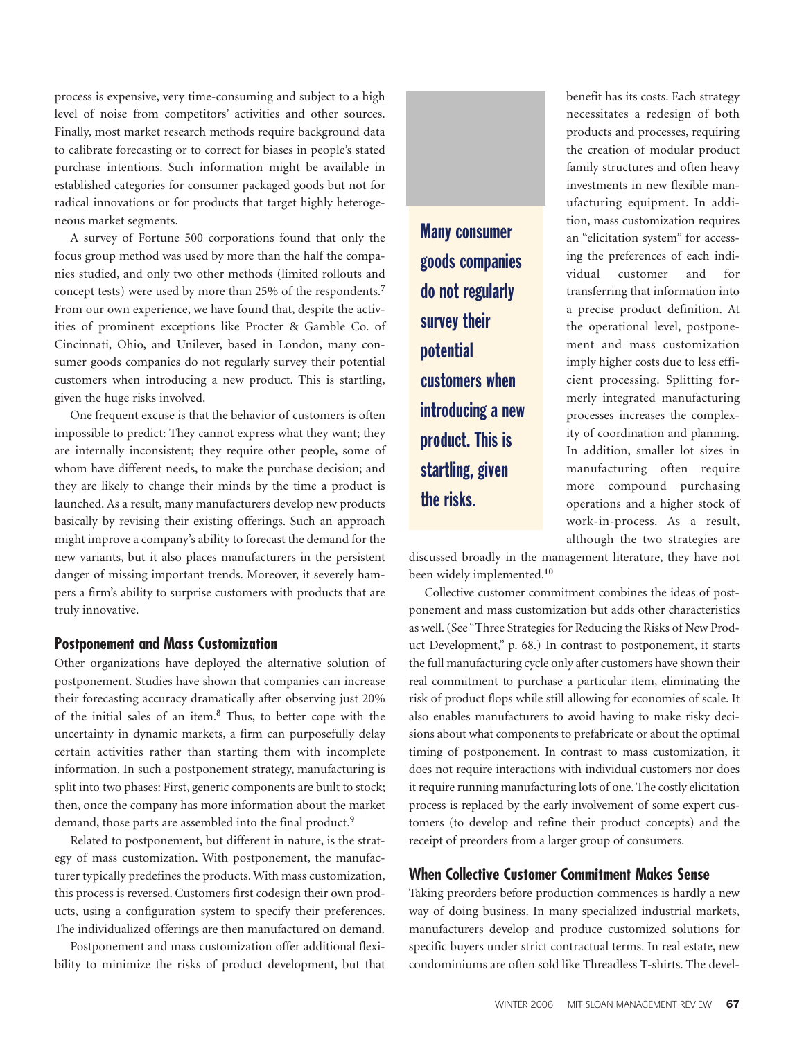process is expensive, very time-consuming and subject to a high level of noise from competitors' activities and other sources. Finally, most market research methods require background data to calibrate forecasting or to correct for biases in people's stated purchase intentions. Such information might be available in established categories for consumer packaged goods but not for radical innovations or for products that target highly heterogeneous market segments.

A survey of Fortune 500 corporations found that only the focus group method was used by more than the half the companies studied, and only two other methods (limited rollouts and concept tests) were used by more than 25% of the respondents.[7] From our own experience, we have found that, despite the activities of prominent exceptions like Procter & Gamble Co. of Cincinnati, Ohio, and Unilever, based in London, many consumer goods companies do not regularly survey their potential customers when introducing a new product. This is startling, given the huge risks involved.

One frequent excuse is that the behavior of customers is often impossible to predict: They cannot express what they want; they are internally inconsistent; they require other people, some of whom have different needs, to make the purchase decision; and they are likely to change their minds by the time a product is launched. As a result, many manufacturers develop new products basically by revising their existing offerings. Such an approach might improve a company's ability to forecast the demand for the new variants, but it also places manufacturers in the persistent danger of missing important trends. Moreover, it severely hampers a firm's ability to surprise customers with products that are truly innovative.

## Postponement and Mass Customization

Other organizations have deployed the alternative solution of postponement. Studies have shown that companies can increase their forecasting accuracy dramatically after observing just 20% of the initial sales of an item.[8] Thus, to better cope with the uncertainty in dynamic markets, a firm can purposefully delay certain activities rather than starting them with incomplete information. In such a postponement strategy, manufacturing is split into two phases: First, generic components are built to stock; then, once the company has more information about the market demand, those parts are assembled into the final product.[9]

Related to postponement, but different in nature, is the strategy of mass customization. With postponement, the manufacturer typically predefines the products. With mass customization, this process is reversed. Customers first codesign their own products, using a configuration system to specify their preferences. The individualized offerings are then manufactured on demand.

Postponement and mass customization offer additional flexibility to minimize the risks of product development, but that benefit has its costs. Each strategy necessitates a redesign of both products and processes, requiring the creation of modular product family structures and often heavy investments in new flexible manufacturing equipment. In addition, mass customization requires an "elicitation system" for accessing the preferences of each individual customer and for transferring that information into a precise product definition. At the operational level, postponement and mass customization imply higher costs due to less efficient processing. Splitting formerly integrated manufacturing processes increases the complexity of coordination and planning. In addition, smaller lot sizes in manufacturing often require more compound purchasing operations and a higher stock of work-in-process. As a result, although the two strategies are discussed broadly in the management literature, they have not been widely implemented.[10]

**Many consumer goods companies do not regularly survey their potential customers when introducing a new product. This is startling, given the risks.**

Collective customer commitment combines the ideas of postponement and mass customization but adds other characteristics as well. (See "Three Strategies for Reducing the Risks of New Product Development," p. 68.) In contrast to postponement, it starts the full manufacturing cycle only after customers have shown their real commitment to purchase a particular item, eliminating the risk of product flops while still allowing for economies of scale. It also enables manufacturers to avoid having to make risky decisions about what components to prefabricate or about the optimal timing of postponement. In contrast to mass customization, it does not require interactions with individual customers nor does it require running manufacturing lots of one. The costly elicitation process is replaced by the early involvement of some expert customers (to develop and refine their product concepts) and the receipt of preorders from a larger group of consumers.

## When Collective Customer Commitment Makes Sense

Taking preorders before production commences is hardly a new way of doing business. In many specialized industrial markets, manufacturers develop and produce customized solutions for specific buyers under strict contractual terms. In real estate, new condominiums are often sold like Threadless T-shirts. The devel-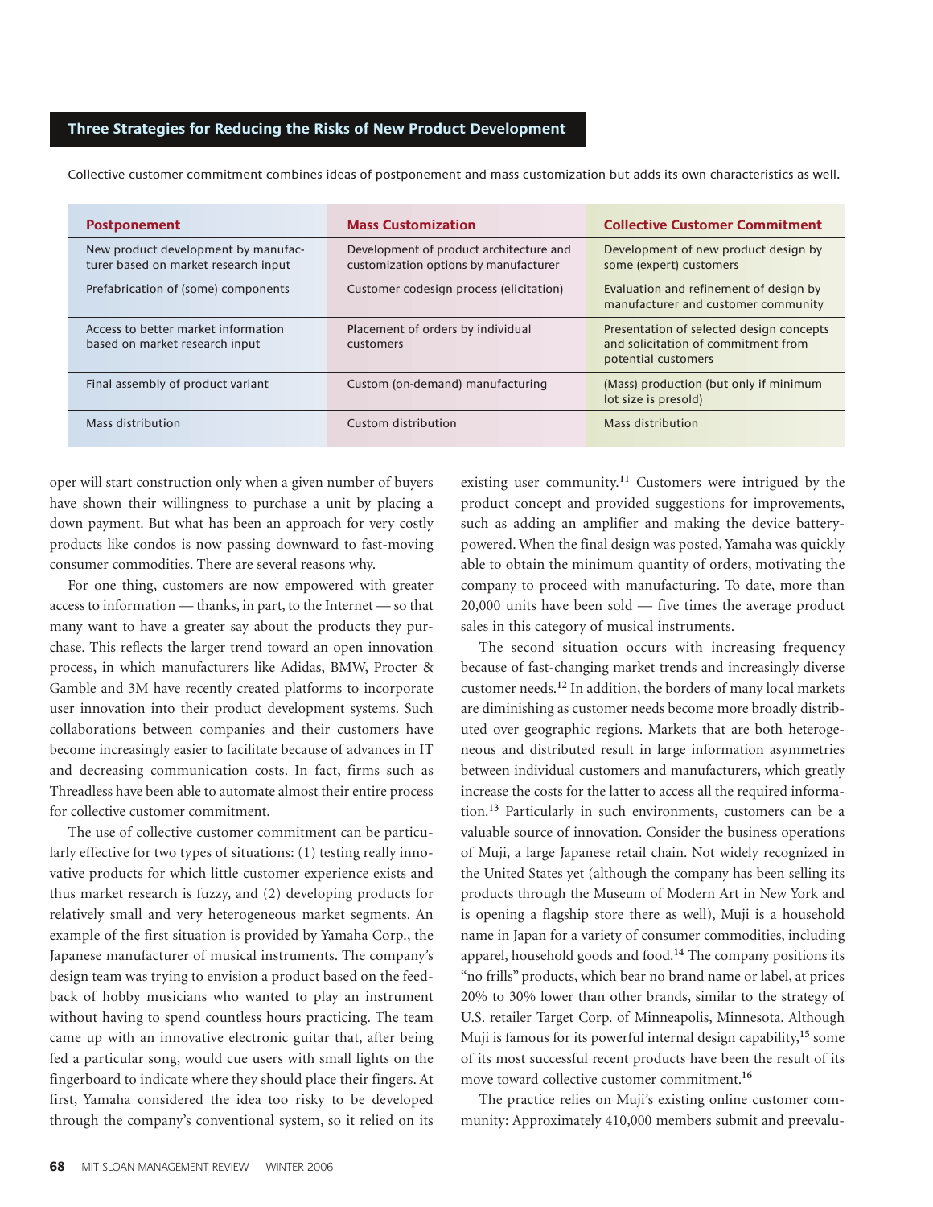## Three Strategies for Reducing the Risks of New Product Development

Collective customer commitment combines ideas of postponement and mass customization but adds its own characteristics as well.

| Postponement | Mass Customization | Collective Customer Commitment |
|---|---|---|
| New product development by manufacturer based on market research input | Development of product architecture and customization options by manufacturer | Development of new product design by some (expert) customers |
| Prefabrication of (some) components | Customer codesign process (elicitation) | Evaluation and refinement of design by manufacturer and customer community |
| Access to better market information based on market research input | Placement of orders by individual customers | Presentation of selected design concepts and solicitation of commitment from potential customers |
| Final assembly of product variant | Custom (on-demand) manufacturing | (Mass) production (but only if minimum lot size is presold) |
| Mass distribution | Custom distribution | Mass distribution |

oper will start construction only when a given number of buyers have shown their willingness to purchase a unit by placing a down payment. But what has been an approach for very costly products like condos is now passing downward to fast-moving consumer commodities. There are several reasons why.

For one thing, customers are now empowered with greater access to information — thanks, in part, to the Internet — so that many want to have a greater say about the products they purchase. This reflects the larger trend toward an open innovation process, in which manufacturers like Adidas, BMW, Procter & Gamble and 3M have recently created platforms to incorporate user innovation into their product development systems. Such collaborations between companies and their customers have become increasingly easier to facilitate because of advances in IT and decreasing communication costs. In fact, firms such as Threadless have been able to automate almost their entire process for collective customer commitment.

The use of collective customer commitment can be particularly effective for two types of situations: (1) testing really innovative products for which little customer experience exists and thus market research is fuzzy, and (2) developing products for relatively small and very heterogeneous market segments. An example of the first situation is provided by Yamaha Corp., the Japanese manufacturer of musical instruments. The company's design team was trying to envision a product based on the feedback of hobby musicians who wanted to play an instrument without having to spend countless hours practicing. The team came up with an innovative electronic guitar that, after being fed a particular song, would cue users with small lights on the fingerboard to indicate where they should place their fingers. At first, Yamaha considered the idea too risky to be developed through the company's conventional system, so it relied on its existing user community.[11] Customers were intrigued by the product concept and provided suggestions for improvements, such as adding an amplifier and making the device battery-powered. When the final design was posted, Yamaha was quickly able to obtain the minimum quantity of orders, motivating the company to proceed with manufacturing. To date, more than 20,000 units have been sold — five times the average product sales in this category of musical instruments.

The second situation occurs with increasing frequency because of fast-changing market trends and increasingly diverse customer needs.[12] In addition, the borders of many local markets are diminishing as customer needs become more broadly distributed over geographic regions. Markets that are both heterogeneous and distributed result in large information asymmetries between individual customers and manufacturers, which greatly increase the costs for the latter to access all the required information.[13] Particularly in such environments, customers can be a valuable source of innovation. Consider the business operations of Muji, a large Japanese retail chain. Not widely recognized in the United States yet (although the company has been selling its products through the Museum of Modern Art in New York and is opening a flagship store there as well), Muji is a household name in Japan for a variety of consumer commodities, including apparel, household goods and food.[14] The company positions its "no frills" products, which bear no brand name or label, at prices 20% to 30% lower than other brands, similar to the strategy of U.S. retailer Target Corp. of Minneapolis, Minnesota. Although Muji is famous for its powerful internal design capability,[15] some of its most successful recent products have been the result of its move toward collective customer commitment.[16]

The practice relies on Muji's existing online customer community: Approximately 410,000 members submit and preevalu-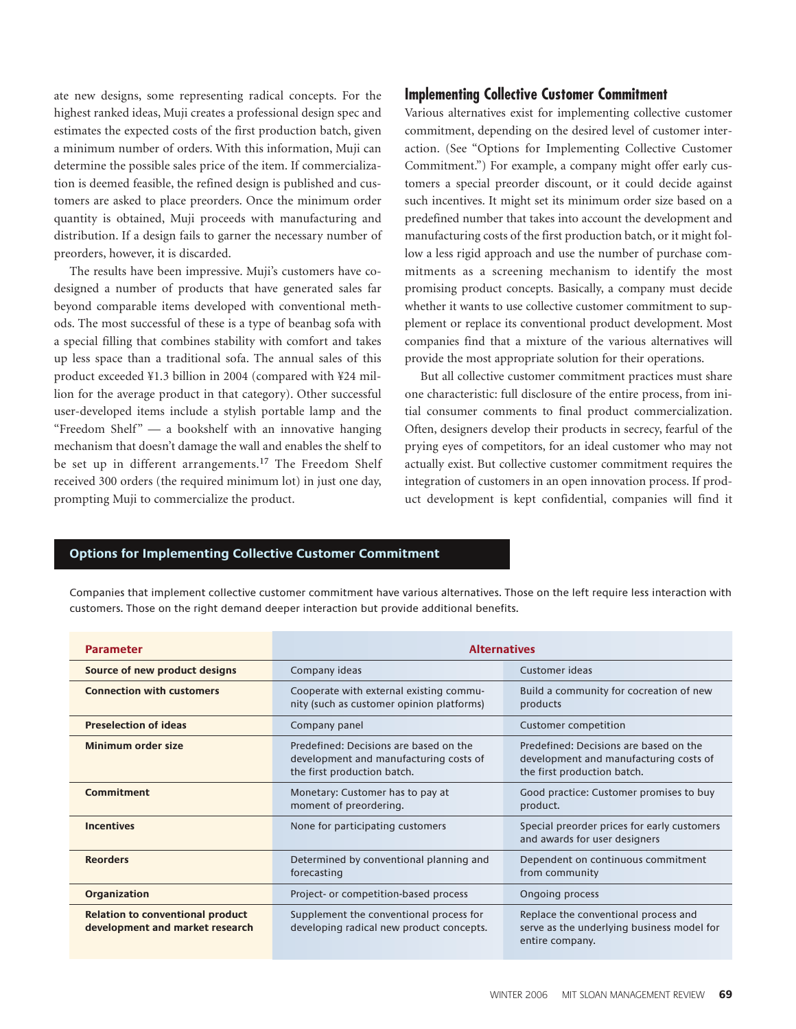ate new designs, some representing radical concepts. For the highest ranked ideas, Muji creates a professional design spec and estimates the expected costs of the first production batch, given a minimum number of orders. With this information, Muji can determine the possible sales price of the item. If commercialization is deemed feasible, the refined design is published and customers are asked to place preorders. Once the minimum order quantity is obtained, Muji proceeds with manufacturing and distribution. If a design fails to garner the necessary number of preorders, however, it is discarded.

The results have been impressive. Muji's customers have co-designed a number of products that have generated sales far beyond comparable items developed with conventional methods. The most successful of these is a type of beanbag sofa with a special filling that combines stability with comfort and takes up less space than a traditional sofa. The annual sales of this product exceeded ¥1.3 billion in 2004 (compared with ¥24 million for the average product in that category). Other successful user-developed items include a stylish portable lamp and the "Freedom Shelf" — a bookshelf with an innovative hanging mechanism that doesn't damage the wall and enables the shelf to be set up in different arrangements.[17] The Freedom Shelf received 300 orders (the required minimum lot) in just one day, prompting Muji to commercialize the product.

## Implementing Collective Customer Commitment

Various alternatives exist for implementing collective customer commitment, depending on the desired level of customer interaction. (See "Options for Implementing Collective Customer Commitment.") For example, a company might offer early customers a special preorder discount, or it could decide against such incentives. It might set its minimum order size based on a predefined number that takes into account the development and manufacturing costs of the first production batch, or it might follow a less rigid approach and use the number of purchase commitments as a screening mechanism to identify the most promising product concepts. Basically, a company must decide whether it wants to use collective customer commitment to supplement or replace its conventional product development. Most companies find that a mixture of the various alternatives will provide the most appropriate solution for their operations.

But all collective customer commitment practices must share one characteristic: full disclosure of the entire process, from initial consumer comments to final product commercialization. Often, designers develop their products in secrecy, fearful of the prying eyes of competitors, for an ideal customer who may not actually exist. But collective customer commitment requires the integration of customers in an open innovation process. If product development is kept confidential, companies will find it

### Options for Implementing Collective Customer Commitment

Companies that implement collective customer commitment have various alternatives. Those on the left require less interaction with customers. Those on the right demand deeper interaction but provide additional benefits.

| Parameter | Alternatives | |
|---|---|---|
| **Source of new product designs** | Company ideas | Customer ideas |
| **Connection with customers** | Cooperate with external existing community (such as customer opinion platforms) | Build a community for cocreation of new products |
| **Preselection of ideas** | Company panel | Customer competition |
| **Minimum order size** | Predefined: Decisions are based on the development and manufacturing costs of the first production batch. | Predefined: Decisions are based on the development and manufacturing costs of the first production batch. |
| **Commitment** | Monetary: Customer has to pay at moment of preordering. | Good practice: Customer promises to buy product. |
| **Incentives** | None for participating customers | Special preorder prices for early customers and awards for user designers |
| **Reorders** | Determined by conventional planning and forecasting | Dependent on continuous commitment from community |
| **Organization** | Project- or competition-based process | Ongoing process |
| **Relation to conventional product development and market research** | Supplement the conventional process for developing radical new product concepts. | Replace the conventional process and serve as the underlying business model for entire company. |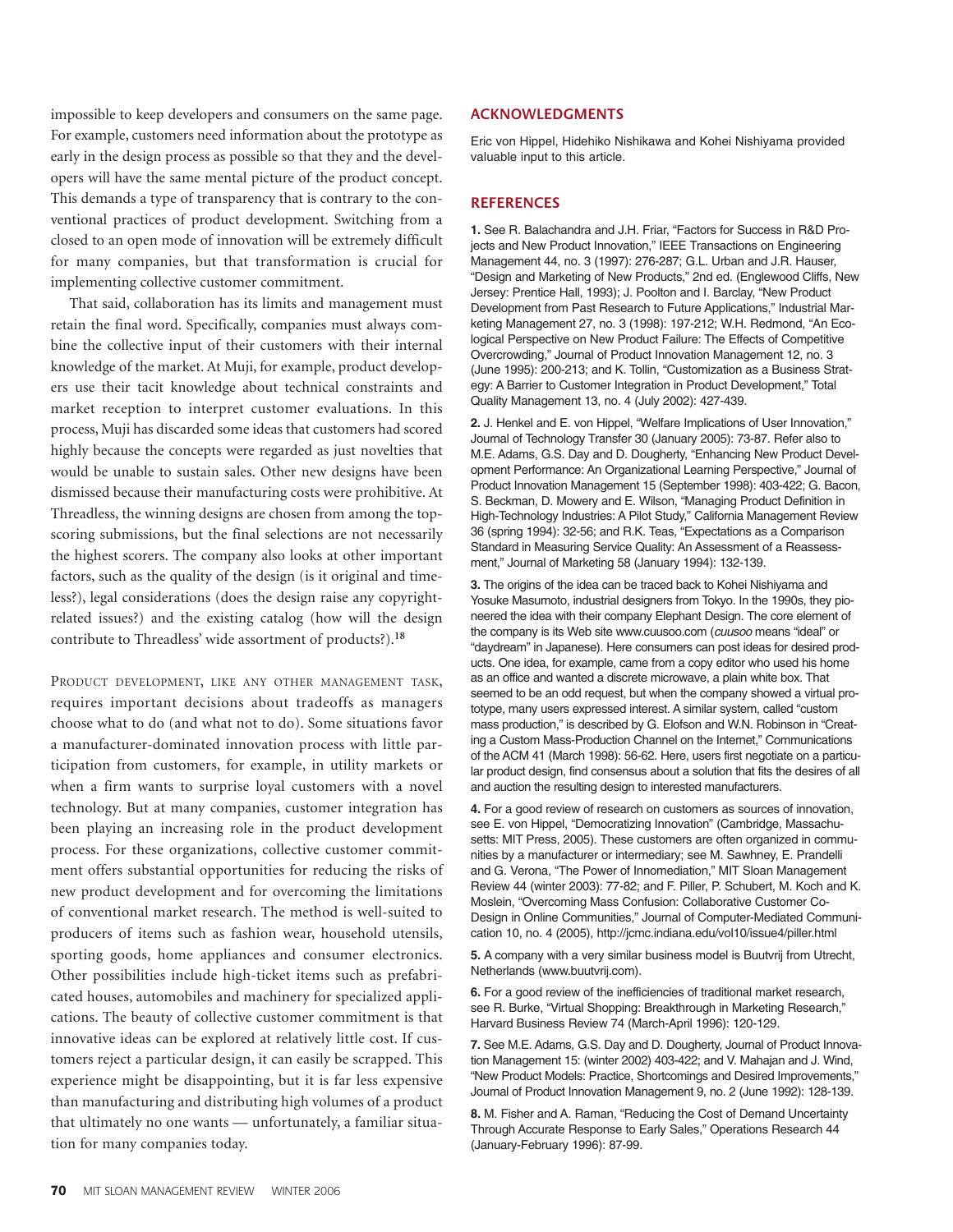impossible to keep developers and consumers on the same page. For example, customers need information about the prototype as early in the design process as possible so that they and the developers will have the same mental picture of the product concept. This demands a type of transparency that is contrary to the conventional practices of product development. Switching from a closed to an open mode of innovation will be extremely difficult for many companies, but that transformation is crucial for implementing collective customer commitment.

That said, collaboration has its limits and management must retain the final word. Specifically, companies must always combine the collective input of their customers with their internal knowledge of the market. At Muji, for example, product developers use their tacit knowledge about technical constraints and market reception to interpret customer evaluations. In this process, Muji has discarded some ideas that customers had scored highly because the concepts were regarded as just novelties that would be unable to sustain sales. Other new designs have been dismissed because their manufacturing costs were prohibitive. At Threadless, the winning designs are chosen from among the top-scoring submissions, but the final selections are not necessarily the highest scorers. The company also looks at other important factors, such as the quality of the design (is it original and timeless?), legal considerations (does the design raise any copyright-related issues?) and the existing catalog (how will the design contribute to Threadless' wide assortment of products?).[18]

PRODUCT DEVELOPMENT, LIKE ANY OTHER MANAGEMENT TASK, requires important decisions about tradeoffs as managers choose what to do (and what not to do). Some situations favor a manufacturer-dominated innovation process with little participation from customers, for example, in utility markets or when a firm wants to surprise loyal customers with a novel technology. But at many companies, customer integration has been playing an increasing role in the product development process. For these organizations, collective customer commitment offers substantial opportunities for reducing the risks of new product development and for overcoming the limitations of conventional market research. The method is well-suited to producers of items such as fashion wear, household utensils, sporting goods, home appliances and consumer electronics. Other possibilities include high-ticket items such as prefabricated houses, automobiles and machinery for specialized applications. The beauty of collective customer commitment is that innovative ideas can be explored at relatively little cost. If customers reject a particular design, it can easily be scrapped. This experience might be disappointing, but it is far less expensive than manufacturing and distributing high volumes of a product that ultimately no one wants — unfortunately, a familiar situation for many companies today.

## ACKNOWLEDGMENTS

Eric von Hippel, Hidehiko Nishikawa and Kohei Nishiyama provided valuable input to this article.

## REFERENCES

**1.** See R. Balachandra and J.H. Friar, "Factors for Success in R&D Projects and New Product Innovation," IEEE Transactions on Engineering Management 44, no. 3 (1997): 276-287; G.L. Urban and J.R. Hauser, "Design and Marketing of New Products," 2nd ed. (Englewood Cliffs, New Jersey: Prentice Hall, 1993); J. Poolton and I. Barclay, "New Product Development from Past Research to Future Applications," Industrial Marketing Management 27, no. 3 (1998): 197-212; W.H. Redmond, "An Ecological Perspective on New Product Failure: The Effects of Competitive Overcrowding," Journal of Product Innovation Management 12, no. 3 (June 1995): 200-213; and K. Tollin, "Customization as a Business Strategy: A Barrier to Customer Integration in Product Development," Total Quality Management 13, no. 4 (July 2002): 427-439.

**2.** J. Henkel and E. von Hippel, "Welfare Implications of User Innovation," Journal of Technology Transfer 30 (January 2005): 73-87. Refer also to M.E. Adams, G.S. Day and D. Dougherty, "Enhancing New Product Development Performance: An Organizational Learning Perspective," Journal of Product Innovation Management 15 (September 1998): 403-422; G. Bacon, S. Beckman, D. Mowery and E. Wilson, "Managing Product Definition in High-Technology Industries: A Pilot Study," California Management Review 36 (spring 1994): 32-56; and R.K. Teas, "Expectations as a Comparison Standard in Measuring Service Quality: An Assessment of a Reassessment," Journal of Marketing 58 (January 1994): 132-139.

**3.** The origins of the idea can be traced back to Kohei Nishiyama and Yosuke Masumoto, industrial designers from Tokyo. In the 1990s, they pioneered the idea with their company Elephant Design. The core element of the company is its Web site www.cuusoo.com (*cuusoo* means "ideal" or "daydream" in Japanese). Here consumers can post ideas for desired products. One idea, for example, came from a copy editor who used his home as an office and wanted a discrete microwave, a plain white box. That seemed to be an odd request, but when the company showed a virtual prototype, many users expressed interest. A similar system, called "custom mass production," is described by G. Elofson and W.N. Robinson in "Creating a Custom Mass-Production Channel on the Internet," Communications of the ACM 41 (March 1998): 56-62. Here, users first negotiate on a particular product design, find consensus about a solution that fits the desires of all and auction the resulting design to interested manufacturers.

**4.** For a good review of research on customers as sources of innovation, see E. von Hippel, "Democratizing Innovation" (Cambridge, Massachusetts: MIT Press, 2005). These customers are often organized in communities by a manufacturer or intermediary; see M. Sawhney, E. Prandelli and G. Verona, "The Power of Innomediation," MIT Sloan Management Review 44 (winter 2003): 77-82; and F. Piller, P. Schubert, M. Koch and K. Moslein, "Overcoming Mass Confusion: Collaborative Customer Co-Design in Online Communities," Journal of Computer-Mediated Communication 10, no. 4 (2005), http://jcmc.indiana.edu/vol10/issue4/piller.html

**5.** A company with a very similar business model is Buutvrij from Utrecht, Netherlands (www.buutvrij.com).

**6.** For a good review of the inefficiencies of traditional market research, see R. Burke, "Virtual Shopping: Breakthrough in Marketing Research," Harvard Business Review 74 (March-April 1996): 120-129.

**7.** See M.E. Adams, G.S. Day and D. Dougherty, Journal of Product Innovation Management 15: (winter 2002) 403-422; and V. Mahajan and J. Wind, "New Product Models: Practice, Shortcomings and Desired Improvements," Journal of Product Innovation Management 9, no. 2 (June 1992): 128-139.

**8.** M. Fisher and A. Raman, "Reducing the Cost of Demand Uncertainty Through Accurate Response to Early Sales," Operations Research 44 (January-February 1996): 87-99.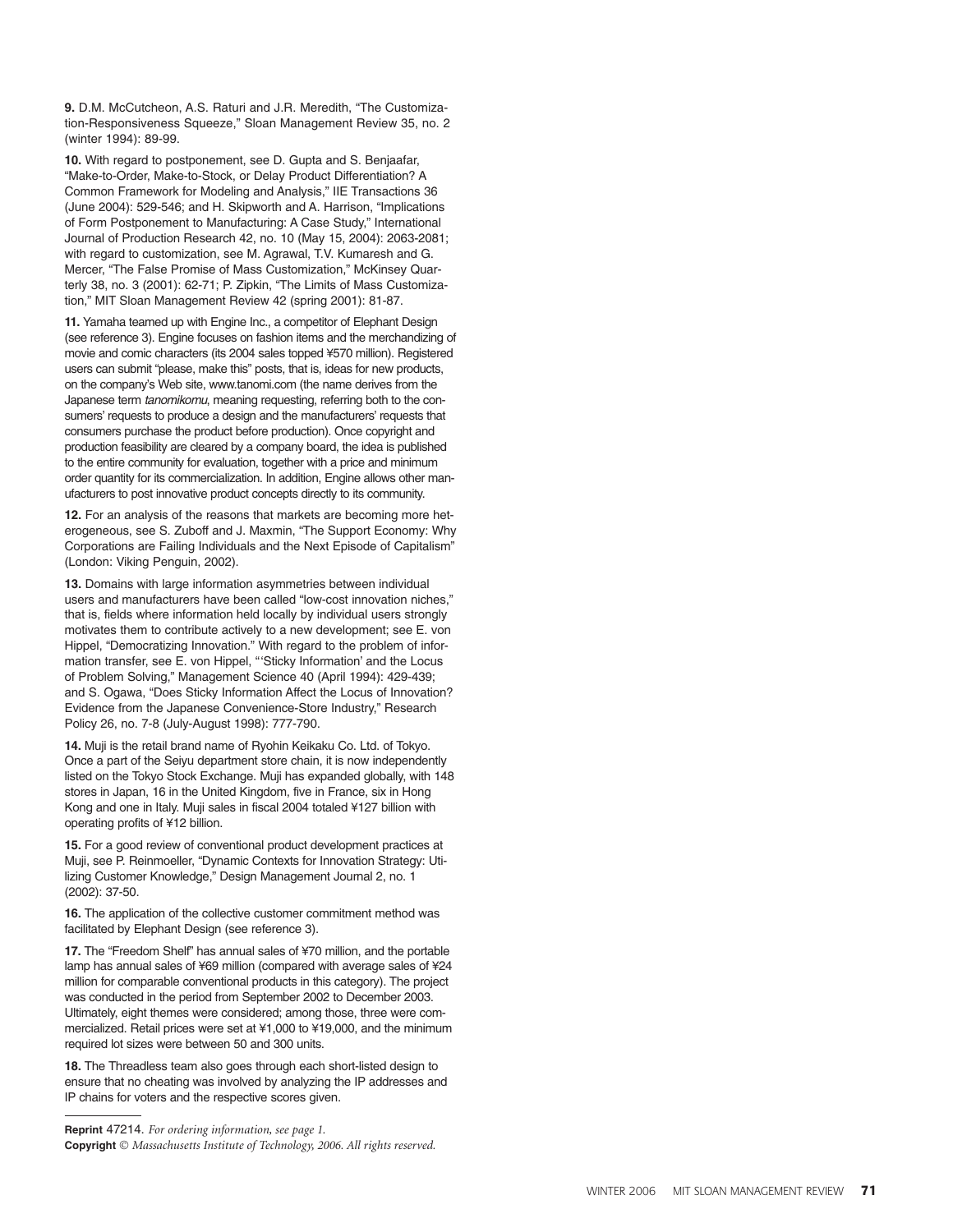**9.** D.M. McCutcheon, A.S. Raturi and J.R. Meredith, "The Customization-Responsiveness Squeeze," Sloan Management Review 35, no. 2 (winter 1994): 89-99.

**10.** With regard to postponement, see D. Gupta and S. Benjaafar, "Make-to-Order, Make-to-Stock, or Delay Product Differentiation? A Common Framework for Modeling and Analysis," IIE Transactions 36 (June 2004): 529-546; and H. Skipworth and A. Harrison, "Implications of Form Postponement to Manufacturing: A Case Study," International Journal of Production Research 42, no. 10 (May 15, 2004): 2063-2081; with regard to customization, see M. Agrawal, T.V. Kumaresh and G. Mercer, "The False Promise of Mass Customization," McKinsey Quarterly 38, no. 3 (2001): 62-71; P. Zipkin, "The Limits of Mass Customization," MIT Sloan Management Review 42 (spring 2001): 81-87.

**11.** Yamaha teamed up with Engine Inc., a competitor of Elephant Design (see reference 3). Engine focuses on fashion items and the merchandizing of movie and comic characters (its 2004 sales topped ¥570 million). Registered users can submit "please, make this" posts, that is, ideas for new products, on the company's Web site, www.tanomi.com (the name derives from the Japanese term *tanomikomu*, meaning requesting, referring both to the consumers' requests to produce a design and the manufacturers' requests that consumers purchase the product before production). Once copyright and production feasibility are cleared by a company board, the idea is published to the entire community for evaluation, together with a price and minimum order quantity for its commercialization. In addition, Engine allows other manufacturers to post innovative product concepts directly to its community.

**12.** For an analysis of the reasons that markets are becoming more heterogeneous, see S. Zuboff and J. Maxmin, "The Support Economy: Why Corporations are Failing Individuals and the Next Episode of Capitalism" (London: Viking Penguin, 2002).

**13.** Domains with large information asymmetries between individual users and manufacturers have been called "low-cost innovation niches," that is, fields where information held locally by individual users strongly motivates them to contribute actively to a new development; see E. von Hippel, "Democratizing Innovation." With regard to the problem of information transfer, see E. von Hippel, "'Sticky Information' and the Locus of Problem Solving," Management Science 40 (April 1994): 429-439; and S. Ogawa, "Does Sticky Information Affect the Locus of Innovation? Evidence from the Japanese Convenience-Store Industry," Research Policy 26, no. 7-8 (July-August 1998): 777-790.

**14.** Muji is the retail brand name of Ryohin Keikaku Co. Ltd. of Tokyo. Once a part of the Seiyu department store chain, it is now independently listed on the Tokyo Stock Exchange. Muji has expanded globally, with 148 stores in Japan, 16 in the United Kingdom, five in France, six in Hong Kong and one in Italy. Muji sales in fiscal 2004 totaled ¥127 billion with operating profits of ¥12 billion.

**15.** For a good review of conventional product development practices at Muji, see P. Reinmoeller, "Dynamic Contexts for Innovation Strategy: Utilizing Customer Knowledge," Design Management Journal 2, no. 1 (2002): 37-50.

**16.** The application of the collective customer commitment method was facilitated by Elephant Design (see reference 3).

**17.** The "Freedom Shelf" has annual sales of ¥70 million, and the portable lamp has annual sales of ¥69 million (compared with average sales of ¥24 million for comparable conventional products in this category). The project was conducted in the period from September 2002 to December 2003. Ultimately, eight themes were considered; among those, three were commercialized. Retail prices were set at ¥1,000 to ¥19,000, and the minimum required lot sizes were between 50 and 300 units.

**18.** The Threadless team also goes through each short-listed design to ensure that no cheating was involved by analyzing the IP addresses and IP chains for voters and the respective scores given.

---

**Reprint** 47214. *For ordering information, see page 1.*

**Copyright** © *Massachusetts Institute of Technology, 2006. All rights reserved.*